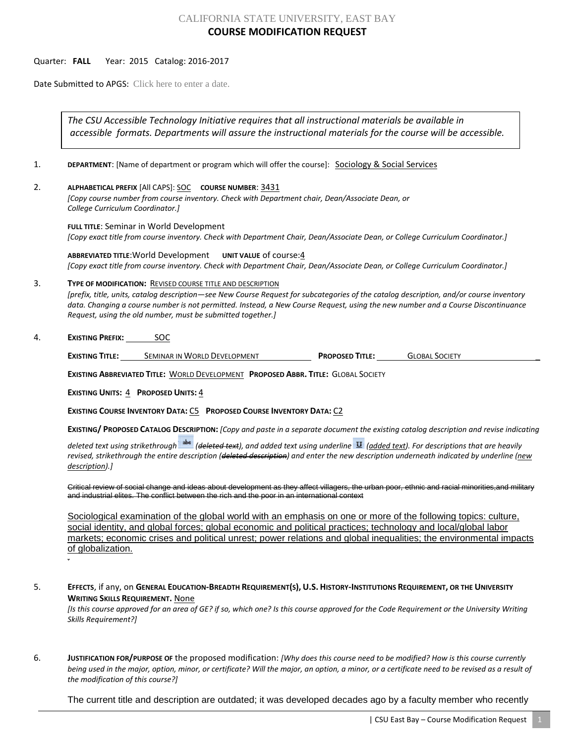CALIFORNIA STATE UNIVERSITY, EAST BAY

# COURSE MODIFICATION REQUEST

Quarter: **FALL** Year: 2015 Catalog: 2016-2017

Date Submitted to APGS: Click here to enter a date.

> *The CSU Accessible Technology Initiative requires that all instructional materials be available in accessible formats. Departments will assure the instructional materials for the course will be accessible.*

1. **DEPARTMENT**: [Name of department or program which will offer the course]: Sociology & Social Services

2. **ALPHABETICAL PREFIX** [All CAPS]: SOC **COURSE NUMBER**: 3431
   *[Copy course number from course inventory. Check with Department chair, Dean/Associate Dean, or College Curriculum Coordinator.]*

   **FULL TITLE**: Seminar in World Development
   *[Copy exact title from course inventory. Check with Department Chair, Dean/Associate Dean, or College Curriculum Coordinator.]*

   **ABBREVIATED TITLE**:World Development **UNIT VALUE** of course:4
   *[Copy exact title from course inventory. Check with Department Chair, Dean/Associate Dean, or College Curriculum Coordinator.]*

3. **TYPE OF MODIFICATION:** REVISED COURSE TITLE AND DESCRIPTION
   *[prefix, title, units, catalog description—see New Course Request for subcategories of the catalog description, and/or course inventory data. Changing a course number is not permitted. Instead, a New Course Request, using the new number and a Course Discontinuance Request, using the old number, must be submitted together.]*

4. **EXISTING PREFIX:** SOC

   **EXISTING TITLE:** SEMINAR IN WORLD DEVELOPMENT **PROPOSED TITLE:** GLOBAL SOCIETY

   **EXISTING ABBREVIATED TITLE:** WORLD DEVELOPMENT **PROPOSED ABBR. TITLE:** GLOBAL SOCIETY

   **EXISTING UNITS:** 4 **PROPOSED UNITS:** 4

   **EXISTING COURSE INVENTORY DATA:** C5 **PROPOSED COURSE INVENTORY DATA:** C2

   **EXISTING/ PROPOSED CATALOG DESCRIPTION:** *[Copy and paste in a separate document the existing catalog description and revise indicating deleted text using strikethrough (~~deleted text~~), and added text using underline (<u>added text</u>). For descriptions that are heavily revised, strikethrough the entire description (~~deleted description~~) and enter the new description underneath indicated by underline (<u>new description</u>).]*

   ~~Critical review of social change and ideas about development as they affect villagers, the urban poor, ethnic and racial minorities,and military and industrial elites. The conflict between the rich and the poor in an international context~~

   <u>Sociological examination of the global world with an emphasis on one or more of the following topics: culture, social identity, and global forces; global economic and political practices; technology and local/global labor markets; economic crises and political unrest; power relations and global inequalities; the environmental impacts of globalization.</u>

5. **EFFECTS**, if any, on **GENERAL EDUCATION-BREADTH REQUIREMENT(S), U.S. HISTORY-INSTITUTIONS REQUIREMENT, OR THE UNIVERSITY WRITING SKILLS REQUIREMENT.** None
   *[Is this course approved for an area of GE? if so, which one? Is this course approved for the Code Requirement or the University Writing Skills Requirement?]*

6. **JUSTIFICATION FOR/PURPOSE OF** the proposed modification: *[Why does this course need to be modified? How is this course currently being used in the major, option, minor, or certificate? Will the major, an option, a minor, or a certificate need to be revised as a result of the modification of this course?]*

   The current title and description are outdated; it was developed decades ago by a faculty member who recently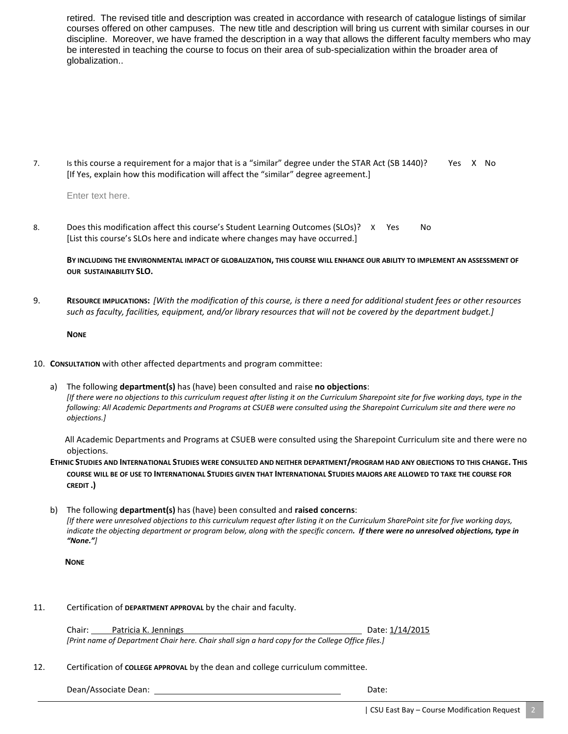retired. The revised title and description was created in accordance with research of catalogue listings of similar courses offered on other campuses. The new title and description will bring us current with similar courses in our discipline. Moreover, we have framed the description in a way that allows the different faculty members who may be interested in teaching the course to focus on their area of sub-specialization within the broader area of globalization..

7. Is this course a requirement for a major that is a "similar" degree under the STAR Act (SB 1440)? Yes X No
[If Yes, explain how this modification will affect the "similar" degree agreement.]

Enter text here.

8. Does this modification affect this course's Student Learning Outcomes (SLOs)? X Yes No
[List this course's SLOs here and indicate where changes may have occurred.]

**BY INCLUDING THE ENVIRONMENTAL IMPACT OF GLOBALIZATION, THIS COURSE WILL ENHANCE OUR ABILITY TO IMPLEMENT AN ASSESSMENT OF OUR SUSTAINABILITY SLO.**

9. **RESOURCE IMPLICATIONS:** *[With the modification of this course, is there a need for additional student fees or other resources such as faculty, facilities, equipment, and/or library resources that will not be covered by the department budget.]*

**NONE**

10. **CONSULTATION** with other affected departments and program committee:

a) The following **department(s)** has (have) been consulted and raise **no objections**:
*[If there were no objections to this curriculum request after listing it on the Curriculum Sharepoint site for five working days, type in the following: All Academic Departments and Programs at CSUEB were consulted using the Sharepoint Curriculum site and there were no objections.]*

All Academic Departments and Programs at CSUEB were consulted using the Sharepoint Curriculum site and there were no objections.

**ETHNIC STUDIES AND INTERNATIONAL STUDIES WERE CONSULTED AND NEITHER DEPARTMENT/PROGRAM HAD ANY OBJECTIONS TO THIS CHANGE. THIS COURSE WILL BE OF USE TO INTERNATIONAL STUDIES GIVEN THAT INTERNATIONAL STUDIES MAJORS ARE ALLOWED TO TAKE THE COURSE FOR CREDIT .)**

b) The following **department(s)** has (have) been consulted and **raised concerns**:
*[If there were unresolved objections to this curriculum request after listing it on the Curriculum SharePoint site for five working days, indicate the objecting department or program below, along with the specific concern.* ***If there were no unresolved objections, type in "None."****]*

**NONE**

11. Certification of **DEPARTMENT APPROVAL** by the chair and faculty.

Chair: Patricia K. Jennings Date: 1/14/2015
*[Print name of Department Chair here. Chair shall sign a hard copy for the College Office files.]*

12. Certification of **COLLEGE APPROVAL** by the dean and college curriculum committee.

Dean/Associate Dean: ____________________ Date: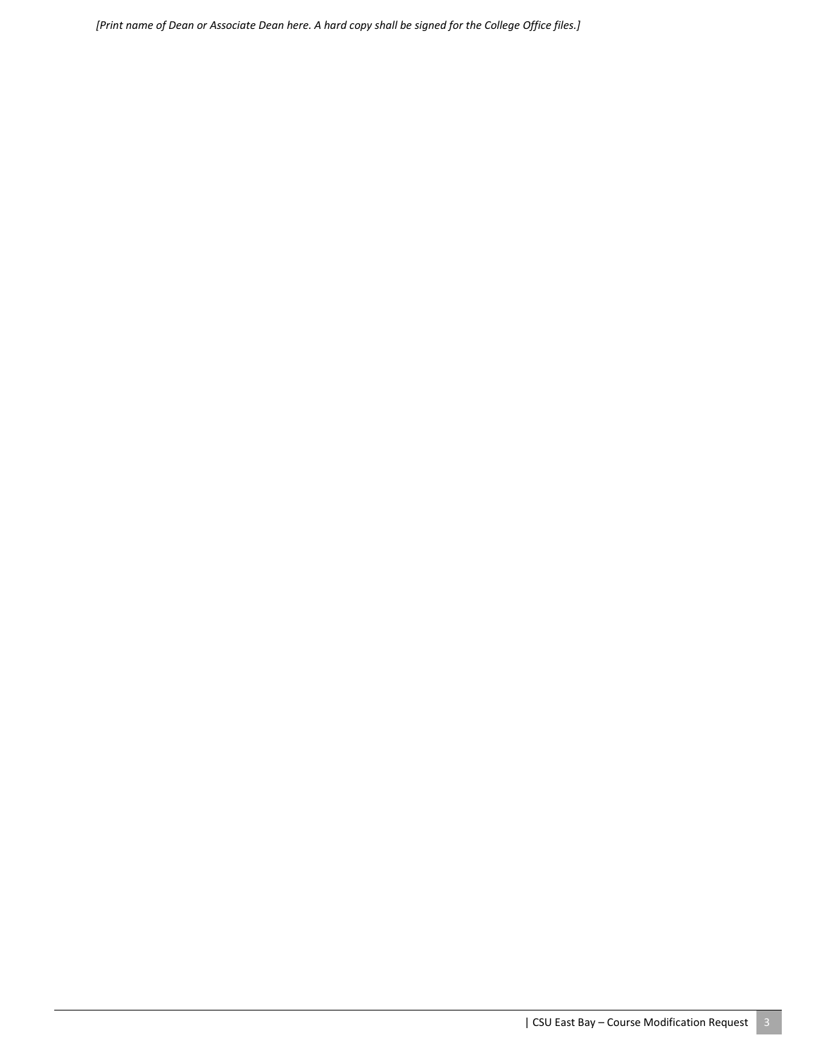*[Print name of Dean or Associate Dean here. A hard copy shall be signed for the College Office files.]*